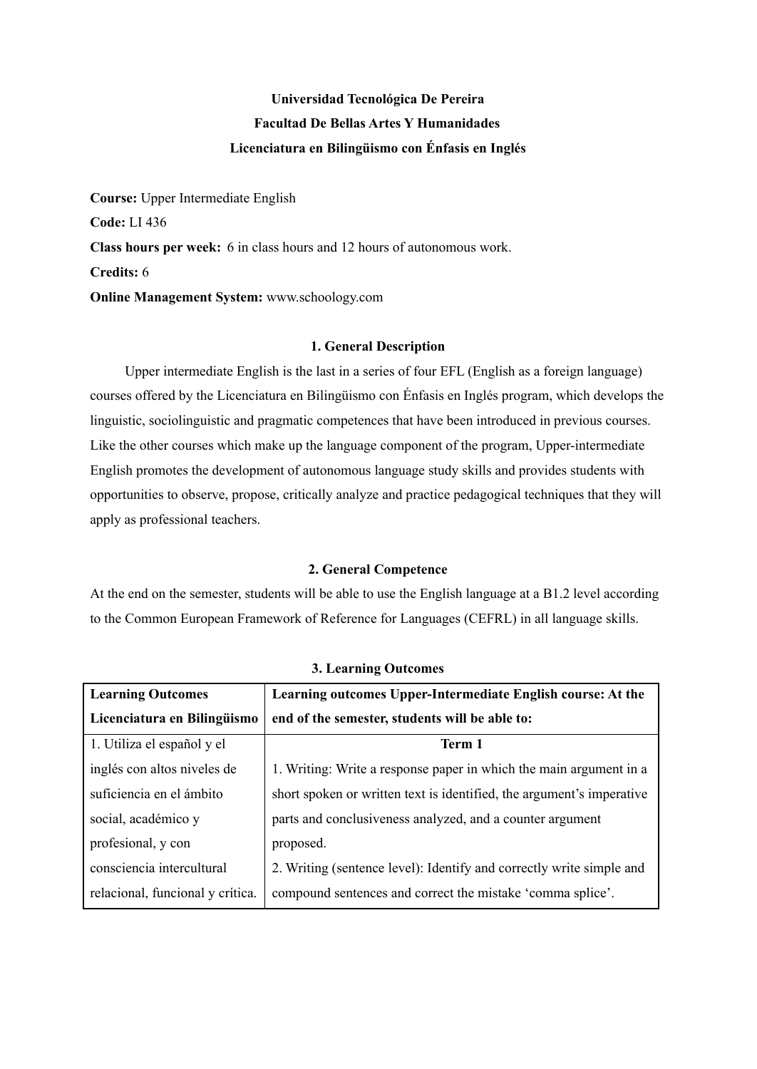**Universidad Tecnológica De Pereira**

**Facultad De Bellas Artes Y Humanidades**

**Licenciatura en Bilingüismo con Énfasis en Inglés**

**Course:** Upper Intermediate English

**Code:** LI 436

**Class hours per week:** 6 in class hours and 12 hours of autonomous work.

**Credits:** 6

**Online Management System:** www.schoology.com

## 1. General Description

Upper intermediate English is the last in a series of four EFL (English as a foreign language) courses offered by the Licenciatura en Bilingüismo con Énfasis en Inglés program, which develops the linguistic, sociolinguistic and pragmatic competences that have been introduced in previous courses. Like the other courses which make up the language component of the program, Upper-intermediate English promotes the development of autonomous language study skills and provides students with opportunities to observe, propose, critically analyze and practice pedagogical techniques that they will apply as professional teachers.

## 2. General Competence

At the end on the semester, students will be able to use the English language at a B1.2 level according to the Common European Framework of Reference for Languages (CEFRL) in all language skills.

## 3. Learning Outcomes

| Learning Outcomes Licenciatura en Bilingüismo | Learning outcomes Upper-Intermediate English course: At the end of the semester, students will be able to: |
|---|---|
| 1. Utiliza el español y el inglés con altos niveles de suficiencia en el ámbito social, académico y profesional, y con consciencia intercultural relacional, funcional y crítica. | **Term 1**<br>1. Writing: Write a response paper in which the main argument in a short spoken or written text is identified, the argument's imperative parts and conclusiveness analyzed, and a counter argument proposed.<br>2. Writing (sentence level): Identify and correctly write simple and compound sentences and correct the mistake 'comma splice'. |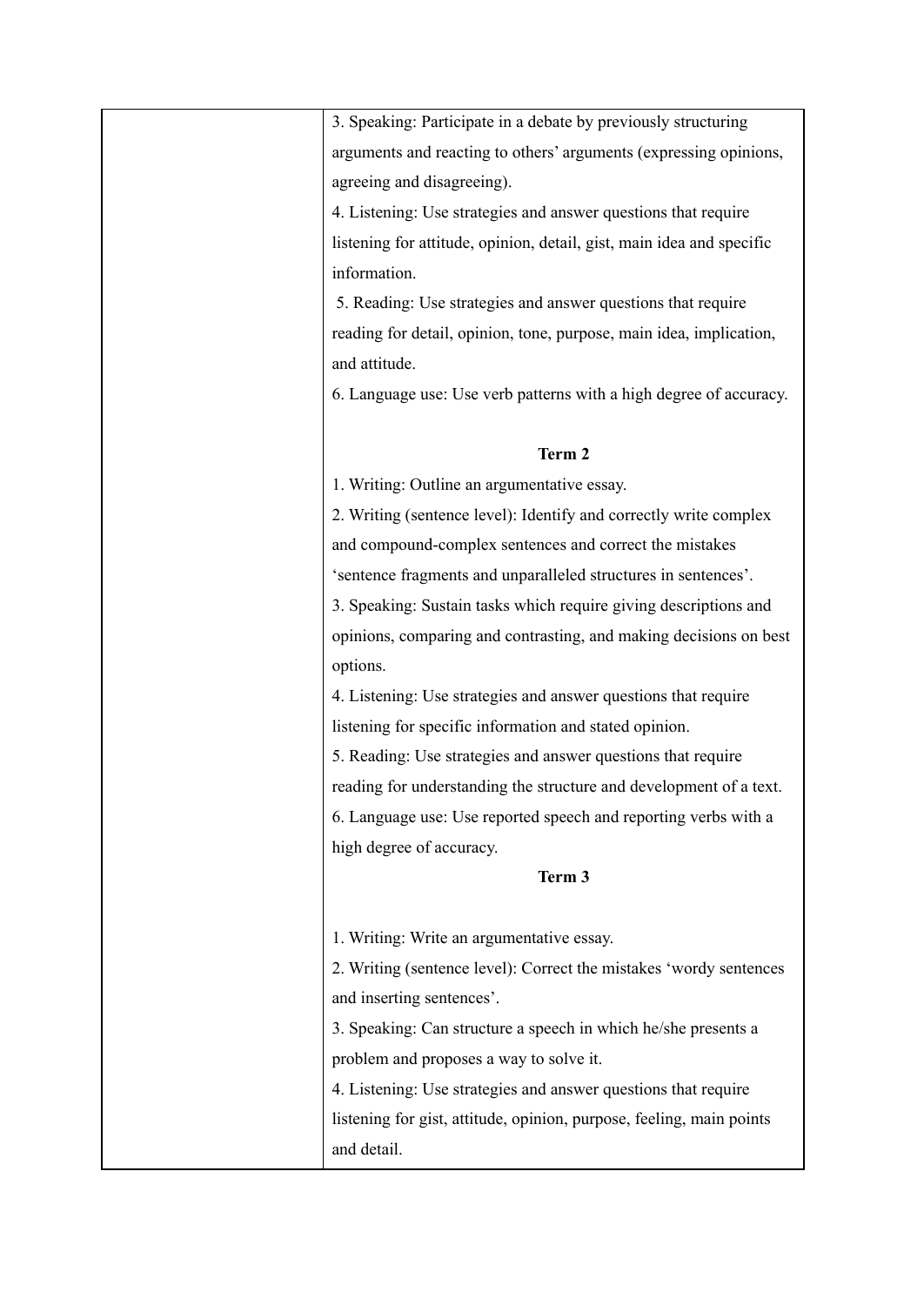| | 3. Speaking: Participate in a debate by previously structuring arguments and reacting to others' arguments (expressing opinions, agreeing and disagreeing).<br>4. Listening: Use strategies and answer questions that require listening for attitude, opinion, detail, gist, main idea and specific information.<br>5. Reading: Use strategies and answer questions that require reading for detail, opinion, tone, purpose, main idea, implication, and attitude.<br>6. Language use: Use verb patterns with a high degree of accuracy.<br><br>**Term 2**<br>1. Writing: Outline an argumentative essay.<br>2. Writing (sentence level): Identify and correctly write complex and compound-complex sentences and correct the mistakes 'sentence fragments and unparalleled structures in sentences'.<br>3. Speaking: Sustain tasks which require giving descriptions and opinions, comparing and contrasting, and making decisions on best options.<br>4. Listening: Use strategies and answer questions that require listening for specific information and stated opinion.<br>5. Reading: Use strategies and answer questions that require reading for understanding the structure and development of a text.<br>6. Language use: Use reported speech and reporting verbs with a high degree of accuracy.<br>**Term 3**<br><br>1. Writing: Write an argumentative essay.<br>2. Writing (sentence level): Correct the mistakes 'wordy sentences and inserting sentences'.<br>3. Speaking: Can structure a speech in which he/she presents a problem and proposes a way to solve it.<br>4. Listening: Use strategies and answer questions that require listening for gist, attitude, opinion, purpose, feeling, main points and detail. |
|---|---|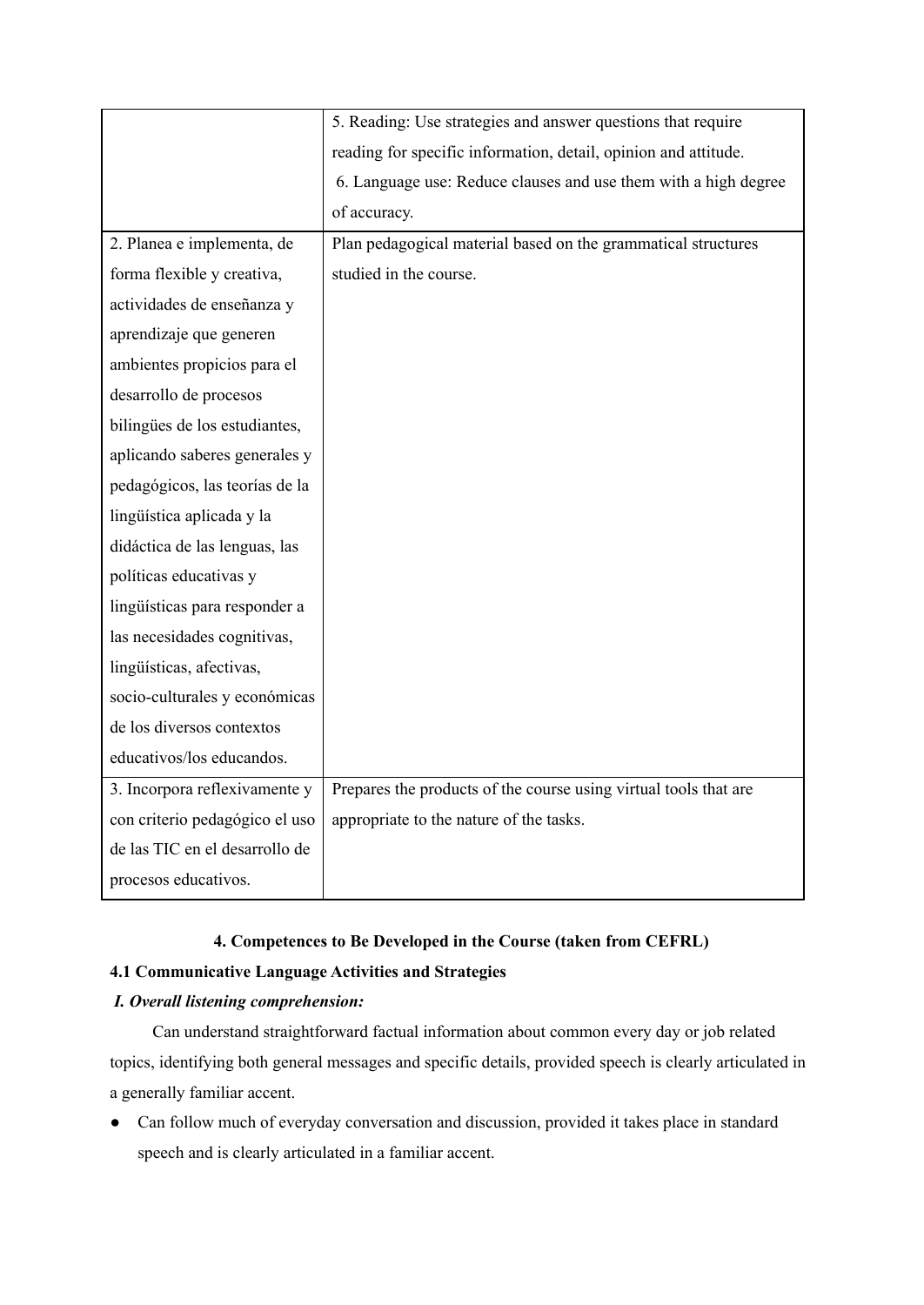| | |
|---|---|
| | 5. Reading: Use strategies and answer questions that require reading for specific information, detail, opinion and attitude.<br>6. Language use: Reduce clauses and use them with a high degree of accuracy. |
| 2. Planea e implementa, de forma flexible y creativa, actividades de enseñanza y aprendizaje que generen ambientes propicios para el desarrollo de procesos bilingües de los estudiantes, aplicando saberes generales y pedagógicos, las teorías de la lingüística aplicada y la didáctica de las lenguas, las políticas educativas y lingüísticas para responder a las necesidades cognitivas, lingüísticas, afectivas, socio-culturales y económicas de los diversos contextos educativos/los educandos. | Plan pedagogical material based on the grammatical structures studied in the course. |
| 3. Incorpora reflexivamente y con criterio pedagógico el uso de las TIC en el desarrollo de procesos educativos. | Prepares the products of the course using virtual tools that are appropriate to the nature of the tasks. |

### 4. Competences to Be Developed in the Course (taken from CEFRL)

#### 4.1 Communicative Language Activities and Strategies

***I. Overall listening comprehension:***

Can understand straightforward factual information about common every day or job related topics, identifying both general messages and specific details, provided speech is clearly articulated in a generally familiar accent.

- Can follow much of everyday conversation and discussion, provided it takes place in standard speech and is clearly articulated in a familiar accent.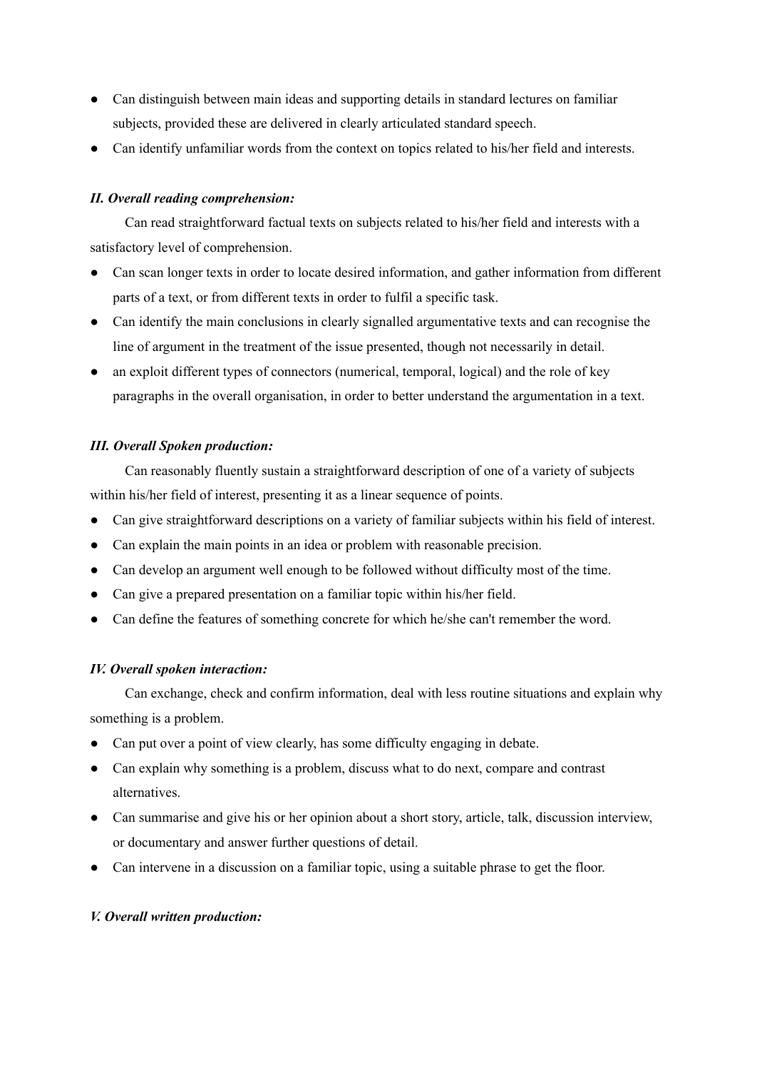- Can distinguish between main ideas and supporting details in standard lectures on familiar subjects, provided these are delivered in clearly articulated standard speech.
- Can identify unfamiliar words from the context on topics related to his/her field and interests.

***II. Overall reading comprehension:***

Can read straightforward factual texts on subjects related to his/her field and interests with a satisfactory level of comprehension.

- Can scan longer texts in order to locate desired information, and gather information from different parts of a text, or from different texts in order to fulfil a specific task.
- Can identify the main conclusions in clearly signalled argumentative texts and can recognise the line of argument in the treatment of the issue presented, though not necessarily in detail.
- an exploit different types of connectors (numerical, temporal, logical) and the role of key paragraphs in the overall organisation, in order to better understand the argumentation in a text.

***III. Overall Spoken production:***

Can reasonably fluently sustain a straightforward description of one of a variety of subjects within his/her field of interest, presenting it as a linear sequence of points.

- Can give straightforward descriptions on a variety of familiar subjects within his field of interest.
- Can explain the main points in an idea or problem with reasonable precision.
- Can develop an argument well enough to be followed without difficulty most of the time.
- Can give a prepared presentation on a familiar topic within his/her field.
- Can define the features of something concrete for which he/she can't remember the word.

***IV. Overall spoken interaction:***

Can exchange, check and confirm information, deal with less routine situations and explain why something is a problem.

- Can put over a point of view clearly, has some difficulty engaging in debate.
- Can explain why something is a problem, discuss what to do next, compare and contrast alternatives.
- Can summarise and give his or her opinion about a short story, article, talk, discussion interview, or documentary and answer further questions of detail.
- Can intervene in a discussion on a familiar topic, using a suitable phrase to get the floor.

***V. Overall written production:***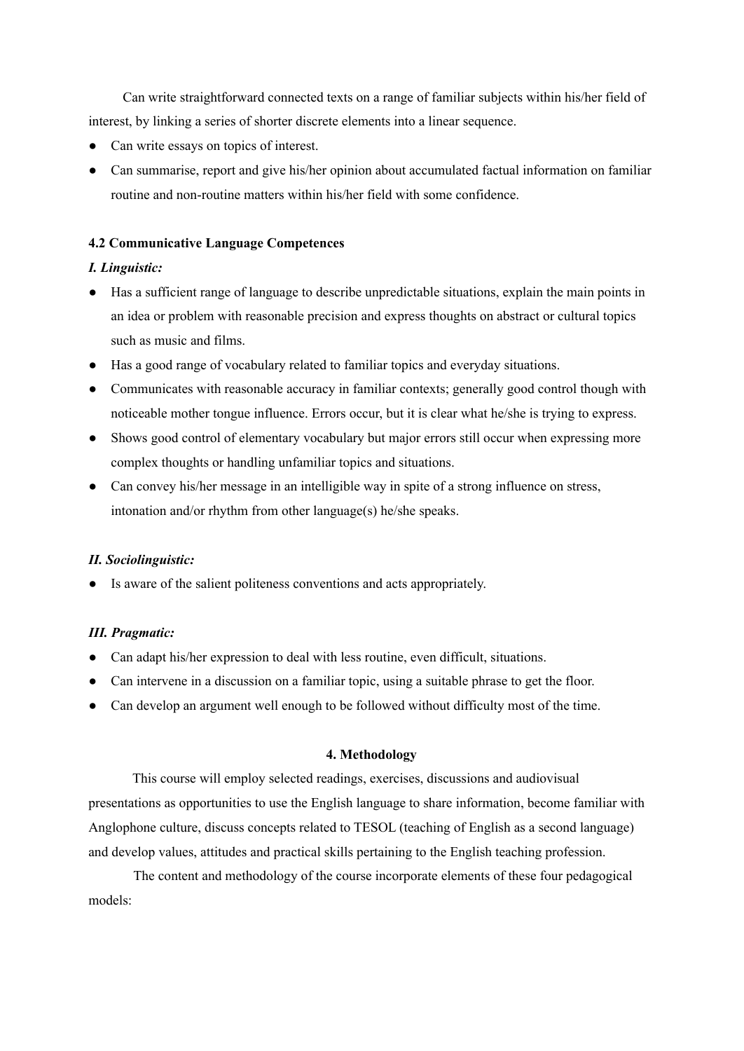Can write straightforward connected texts on a range of familiar subjects within his/her field of interest, by linking a series of shorter discrete elements into a linear sequence.

- Can write essays on topics of interest.
- Can summarise, report and give his/her opinion about accumulated factual information on familiar routine and non-routine matters within his/her field with some confidence.

**4.2 Communicative Language Competences**

***I. Linguistic:***

- Has a sufficient range of language to describe unpredictable situations, explain the main points in an idea or problem with reasonable precision and express thoughts on abstract or cultural topics such as music and films.
- Has a good range of vocabulary related to familiar topics and everyday situations.
- Communicates with reasonable accuracy in familiar contexts; generally good control though with noticeable mother tongue influence. Errors occur, but it is clear what he/she is trying to express.
- Shows good control of elementary vocabulary but major errors still occur when expressing more complex thoughts or handling unfamiliar topics and situations.
- Can convey his/her message in an intelligible way in spite of a strong influence on stress, intonation and/or rhythm from other language(s) he/she speaks.

***II. Sociolinguistic:***

- Is aware of the salient politeness conventions and acts appropriately.

***III. Pragmatic:***

- Can adapt his/her expression to deal with less routine, even difficult, situations.
- Can intervene in a discussion on a familiar topic, using a suitable phrase to get the floor.
- Can develop an argument well enough to be followed without difficulty most of the time.

## 4. Methodology

This course will employ selected readings, exercises, discussions and audiovisual presentations as opportunities to use the English language to share information, become familiar with Anglophone culture, discuss concepts related to TESOL (teaching of English as a second language) and develop values, attitudes and practical skills pertaining to the English teaching profession.

The content and methodology of the course incorporate elements of these four pedagogical models: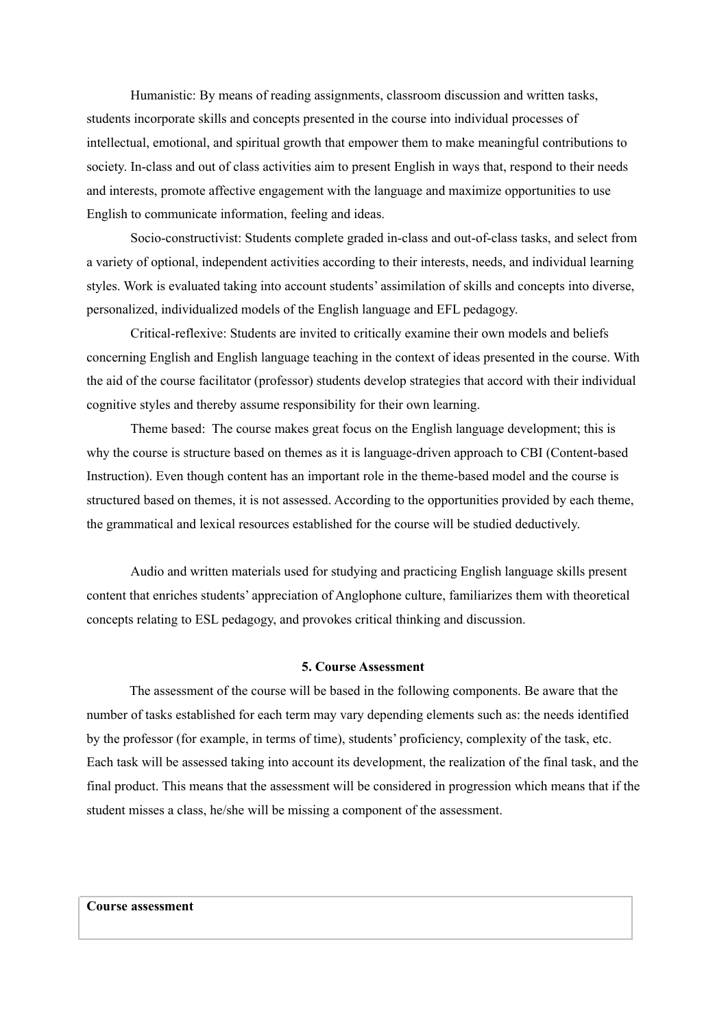Humanistic: By means of reading assignments, classroom discussion and written tasks, students incorporate skills and concepts presented in the course into individual processes of intellectual, emotional, and spiritual growth that empower them to make meaningful contributions to society. In-class and out of class activities aim to present English in ways that, respond to their needs and interests, promote affective engagement with the language and maximize opportunities to use English to communicate information, feeling and ideas.

Socio-constructivist: Students complete graded in-class and out-of-class tasks, and select from a variety of optional, independent activities according to their interests, needs, and individual learning styles. Work is evaluated taking into account students' assimilation of skills and concepts into diverse, personalized, individualized models of the English language and EFL pedagogy.

Critical-reflexive: Students are invited to critically examine their own models and beliefs concerning English and English language teaching in the context of ideas presented in the course. With the aid of the course facilitator (professor) students develop strategies that accord with their individual cognitive styles and thereby assume responsibility for their own learning.

Theme based: The course makes great focus on the English language development; this is why the course is structure based on themes as it is language-driven approach to CBI (Content-based Instruction). Even though content has an important role in the theme-based model and the course is structured based on themes, it is not assessed. According to the opportunities provided by each theme, the grammatical and lexical resources established for the course will be studied deductively.

Audio and written materials used for studying and practicing English language skills present content that enriches students' appreciation of Anglophone culture, familiarizes them with theoretical concepts relating to ESL pedagogy, and provokes critical thinking and discussion.

## 5. Course Assessment

The assessment of the course will be based in the following components. Be aware that the number of tasks established for each term may vary depending elements such as: the needs identified by the professor (for example, in terms of time), students' proficiency, complexity of the task, etc. Each task will be assessed taking into account its development, the realization of the final task, and the final product. This means that the assessment will be considered in progression which means that if the student misses a class, he/she will be missing a component of the assessment.

| **Course assessment** |
| --- |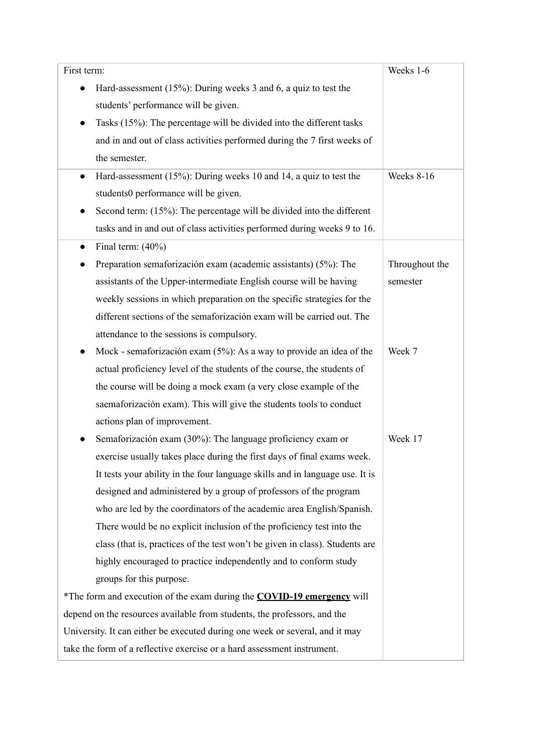| | |
|---|---|
| First term:<br>● Hard-assessment (15%): During weeks 3 and 6, a quiz to test the students' performance will be given.<br>● Tasks (15%): The percentage will be divided into the different tasks and in and out of class activities performed during the 7 first weeks of the semester. | Weeks 1-6 |
| ● Hard-assessment (15%): During weeks 10 and 14, a quiz to test the students0 performance will be given.<br>● Second term: (15%): The percentage will be divided into the different tasks and in and out of class activities performed during weeks 9 to 16. | Weeks 8-16 |
| ● Final term: (40%)<br>● Preparation semaforización exam (academic assistants) (5%): The assistants of the Upper-intermediate English course will be having weekly sessions in which preparation on the specific strategies for the different sections of the semaforización exam will be carried out. The attendance to the sessions is compulsory.<br>● Mock - semaforización exam (5%): As a way to provide an idea of the actual proficiency level of the students of the course, the students of the course will be doing a mock exam (a very close example of the saemaforización exam). This will give the students tools to conduct actions plan of improvement.<br>● Semaforización exam (30%): The language proficiency exam or exercise usually takes place during the first days of final exams week. It tests your ability in the four language skills and in language use. It is designed and administered by a group of professors of the program who are led by the coordinators of the academic area English/Spanish. There would be no explicit inclusion of the proficiency test into the class (that is, practices of the test won't be given in class). Students are highly encouraged to practice independently and to conform study groups for this purpose.<br>*The form and execution of the exam during the **COVID-19 emergency** will depend on the resources available from students, the professors, and the University. It can either be executed during one week or several, and it may take the form of a reflective exercise or a hard assessment instrument. | Throughout the semester<br><br>Week 7<br><br>Week 17 |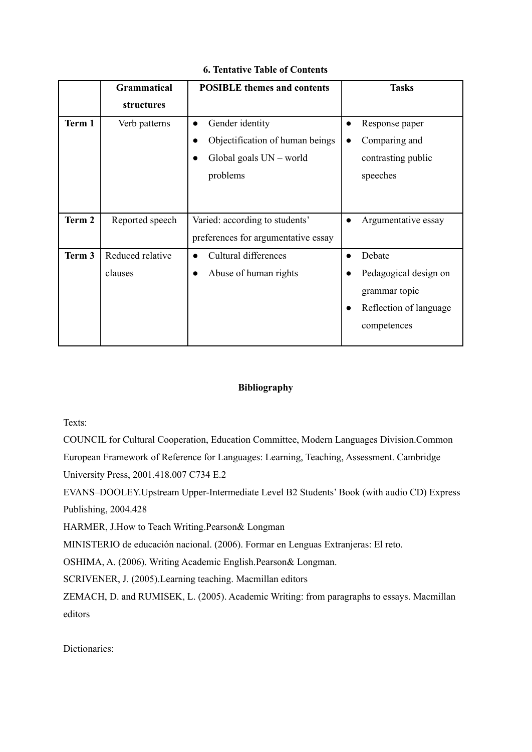### 6. Tentative Table of Contents

| | Grammatical structures | POSIBLE themes and contents | Tasks |
|---|---|---|---|
| **Term 1** | Verb patterns | • Gender identity<br>• Objectification of human beings<br>• Global goals UN – world problems | • Response paper<br>• Comparing and contrasting public speeches |
| **Term 2** | Reported speech | Varied: according to students' preferences for argumentative essay | • Argumentative essay |
| **Term 3** | Reduced relative clauses | • Cultural differences<br>• Abuse of human rights | • Debate<br>• Pedagogical design on grammar topic<br>• Reflection of language competences |

### Bibliography

Texts:

COUNCIL for Cultural Cooperation, Education Committee, Modern Languages Division.Common European Framework of Reference for Languages: Learning, Teaching, Assessment. Cambridge University Press, 2001.418.007 C734 E.2

EVANS–DOOLEY.Upstream Upper-Intermediate Level B2 Students' Book (with audio CD) Express Publishing, 2004.428

HARMER, J.How to Teach Writing.Pearson& Longman

MINISTERIO de educación nacional. (2006). Formar en Lenguas Extranjeras: El reto.

OSHIMA, A. (2006). Writing Academic English.Pearson& Longman.

SCRIVENER, J. (2005).Learning teaching. Macmillan editors

ZEMACH, D. and RUMISEK, L. (2005). Academic Writing: from paragraphs to essays. Macmillan editors

Dictionaries: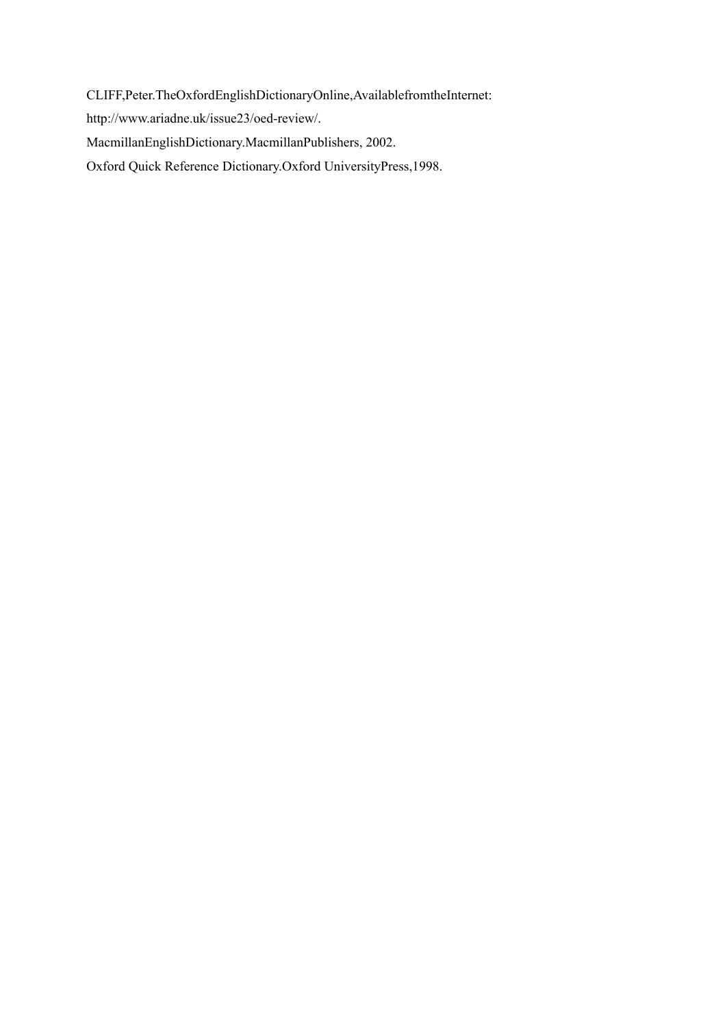CLIFF,Peter.TheOxfordEnglishDictionaryOnline,AvailablefromtheInternet:

http://www.ariadne.uk/issue23/oed-review/.

MacmillanEnglishDictionary.MacmillanPublishers, 2002.

Oxford Quick Reference Dictionary.Oxford UniversityPress,1998.